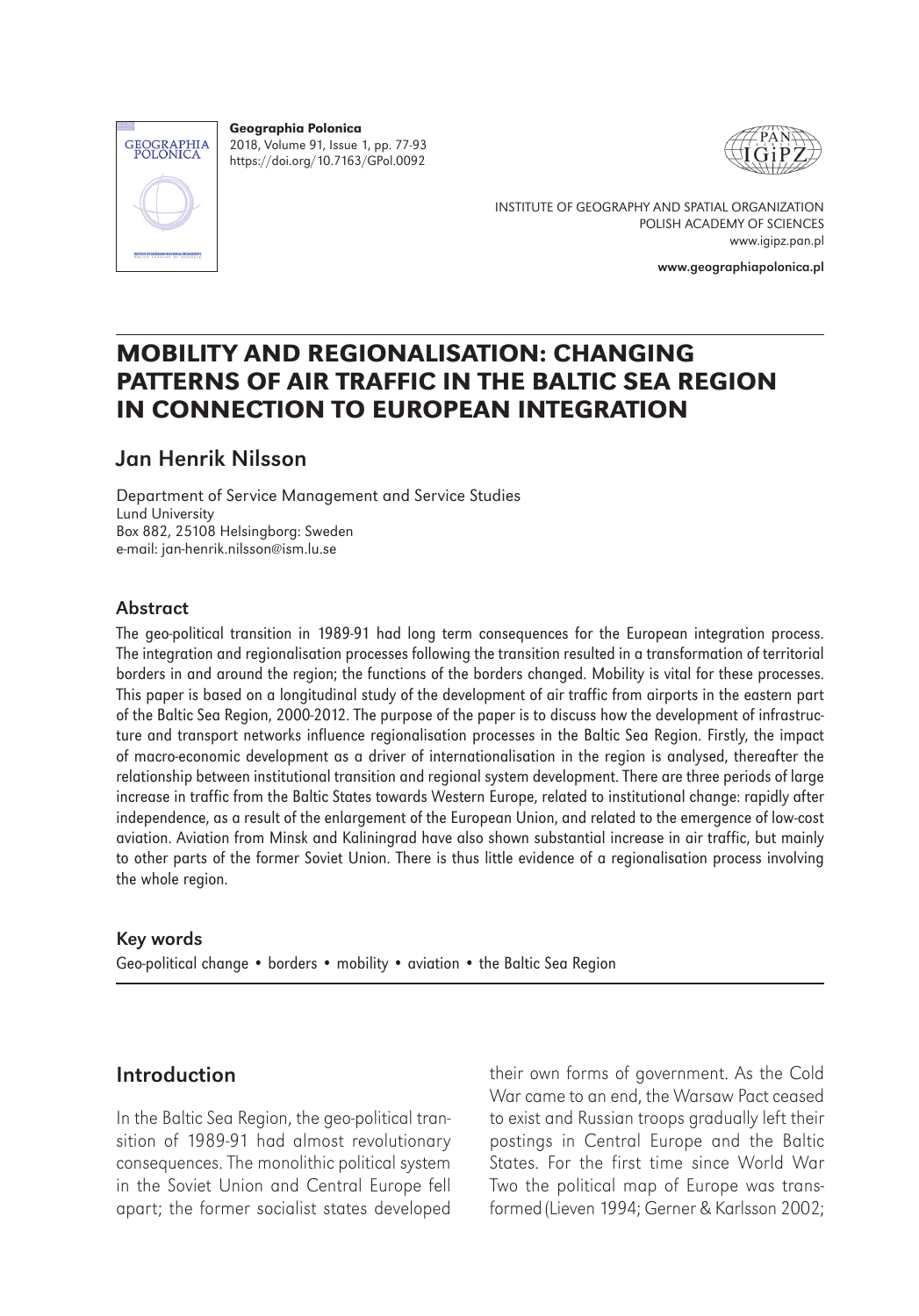Geographia Polonica
2018, Volume 91, Issue 1, pp. 77-93
https://doi.org/10.7163/GPol.0092

INSTITUTE OF GEOGRAPHY AND SPATIAL ORGANIZATION
POLISH ACADEMY OF SCIENCES
www.igipz.pan.pl

www.geographiapolonica.pl

# MOBILITY AND REGIONALISATION: CHANGING PATTERNS OF AIR TRAFFIC IN THE BALTIC SEA REGION IN CONNECTION TO EUROPEAN INTEGRATION

## Jan Henrik Nilsson

Department of Service Management and Service Studies
Lund University
Box 882, 25108 Helsingborg: Sweden
e-mail: jan-henrik.nilsson@ism.lu.se

### Abstract

The geo-political transition in 1989-91 had long term consequences for the European integration process. The integration and regionalisation processes following the transition resulted in a transformation of territorial borders in and around the region; the functions of the borders changed. Mobility is vital for these processes. This paper is based on a longitudinal study of the development of air traffic from airports in the eastern part of the Baltic Sea Region, 2000-2012. The purpose of the paper is to discuss how the development of infrastructure and transport networks influence regionalisation processes in the Baltic Sea Region. Firstly, the impact of macro-economic development as a driver of internationalisation in the region is analysed, thereafter the relationship between institutional transition and regional system development. There are three periods of large increase in traffic from the Baltic States towards Western Europe, related to institutional change: rapidly after independence, as a result of the enlargement of the European Union, and related to the emergence of low-cost aviation. Aviation from Minsk and Kaliningrad have also shown substantial increase in air traffic, but mainly to other parts of the former Soviet Union. There is thus little evidence of a regionalisation process involving the whole region.

### Key words

Geo-political change • borders • mobility • aviation • the Baltic Sea Region

## Introduction

In the Baltic Sea Region, the geo-political transition of 1989-91 had almost revolutionary consequences. The monolithic political system in the Soviet Union and Central Europe fell apart; the former socialist states developed their own forms of government. As the Cold War came to an end, the Warsaw Pact ceased to exist and Russian troops gradually left their postings in Central Europe and the Baltic States. For the first time since World War Two the political map of Europe was transformed (Lieven 1994; Gerner & Karlsson 2002;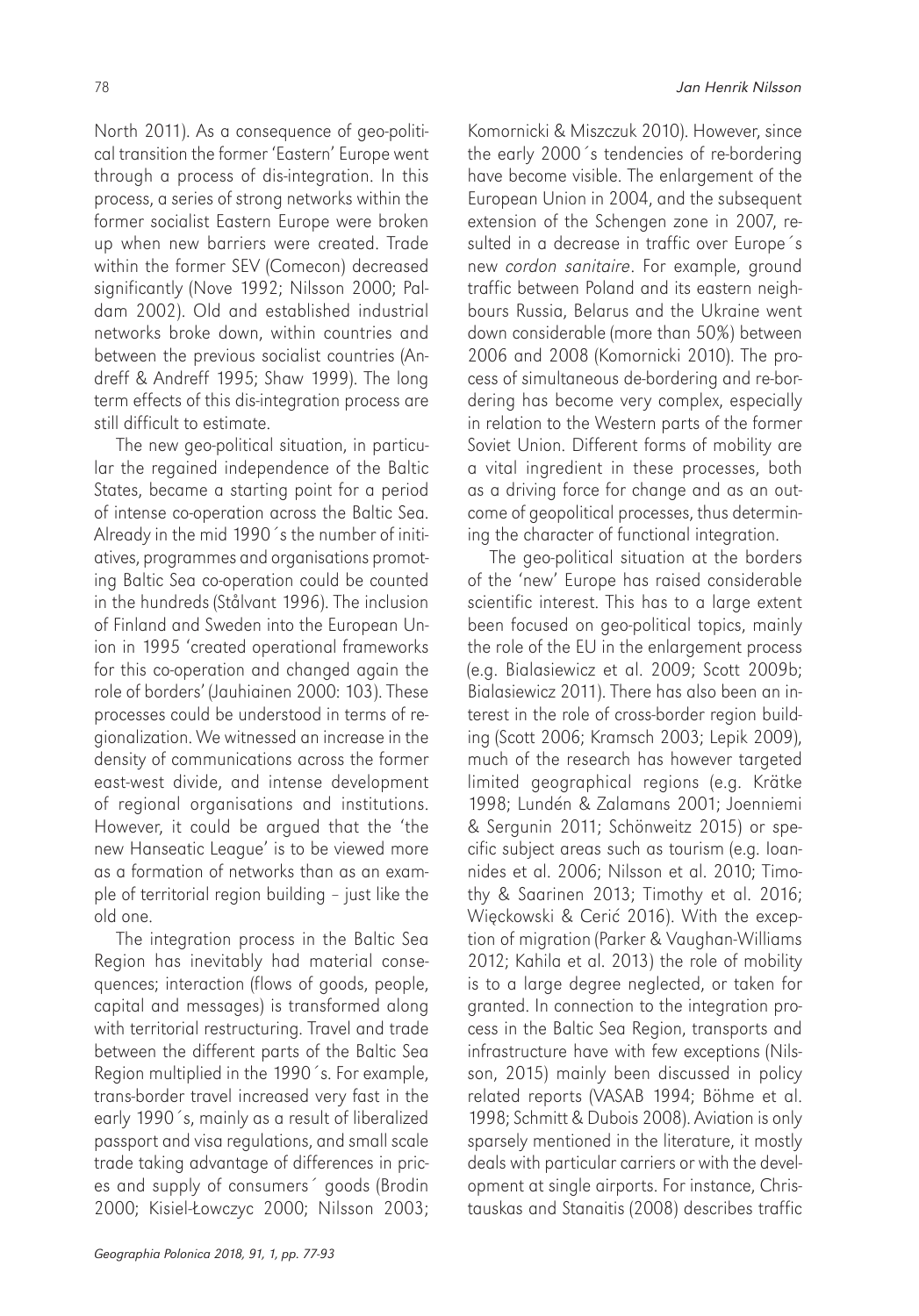North 2011). As a consequence of geo-political transition the former 'Eastern' Europe went through a process of dis-integration. In this process, a series of strong networks within the former socialist Eastern Europe were broken up when new barriers were created. Trade within the former SEV (Comecon) decreased significantly (Nove 1992; Nilsson 2000; Paldam 2002). Old and established industrial networks broke down, within countries and between the previous socialist countries (Andreff & Andreff 1995; Shaw 1999). The long term effects of this dis-integration process are still difficult to estimate.

The new geo-political situation, in particular the regained independence of the Baltic States, became a starting point for a period of intense co-operation across the Baltic Sea. Already in the mid 1990´s the number of initiatives, programmes and organisations promoting Baltic Sea co-operation could be counted in the hundreds (Stålvant 1996). The inclusion of Finland and Sweden into the European Union in 1995 'created operational frameworks for this co-operation and changed again the role of borders' (Jauhiainen 2000: 103). These processes could be understood in terms of regionalization. We witnessed an increase in the density of communications across the former east-west divide, and intense development of regional organisations and institutions. However, it could be argued that the 'the new Hanseatic League' is to be viewed more as a formation of networks than as an example of territorial region building – just like the old one.

The integration process in the Baltic Sea Region has inevitably had material consequences; interaction (flows of goods, people, capital and messages) is transformed along with territorial restructuring. Travel and trade between the different parts of the Baltic Sea Region multiplied in the 1990´s. For example, trans-border travel increased very fast in the early 1990´s, mainly as a result of liberalized passport and visa regulations, and small scale trade taking advantage of differences in prices and supply of consumers´ goods (Brodin 2000; Kisiel-Łowczyc 2000; Nilsson 2003; Komornicki & Miszczuk 2010). However, since the early 2000´s tendencies of re-bordering have become visible. The enlargement of the European Union in 2004, and the subsequent extension of the Schengen zone in 2007, resulted in a decrease in traffic over Europe´s new *cordon sanitaire*. For example, ground traffic between Poland and its eastern neighbours Russia, Belarus and the Ukraine went down considerable (more than 50%) between 2006 and 2008 (Komornicki 2010). The process of simultaneous de-bordering and re-bordering has become very complex, especially in relation to the Western parts of the former Soviet Union. Different forms of mobility are a vital ingredient in these processes, both as a driving force for change and as an outcome of geopolitical processes, thus determining the character of functional integration.

The geo-political situation at the borders of the 'new' Europe has raised considerable scientific interest. This has to a large extent been focused on geo-political topics, mainly the role of the EU in the enlargement process (e.g. Bialasiewicz et al. 2009; Scott 2009b; Bialasiewicz 2011). There has also been an interest in the role of cross-border region building (Scott 2006; Kramsch 2003; Lepik 2009), much of the research has however targeted limited geographical regions (e.g. Krätke 1998; Lundén & Zalamans 2001; Joenniemi & Sergunin 2011; Schönweitz 2015) or specific subject areas such as tourism (e.g. Ioannides et al. 2006; Nilsson et al. 2010; Timothy & Saarinen 2013; Timothy et al. 2016; Więckowski & Cerić 2016). With the exception of migration (Parker & Vaughan-Williams 2012; Kahila et al. 2013) the role of mobility is to a large degree neglected, or taken for granted. In connection to the integration process in the Baltic Sea Region, transports and infrastructure have with few exceptions (Nilsson, 2015) mainly been discussed in policy related reports (VASAB 1994; Böhme et al. 1998; Schmitt & Dubois 2008). Aviation is only sparsely mentioned in the literature, it mostly deals with particular carriers or with the development at single airports. For instance, Christauskas and Stanaitis (2008) describes traffic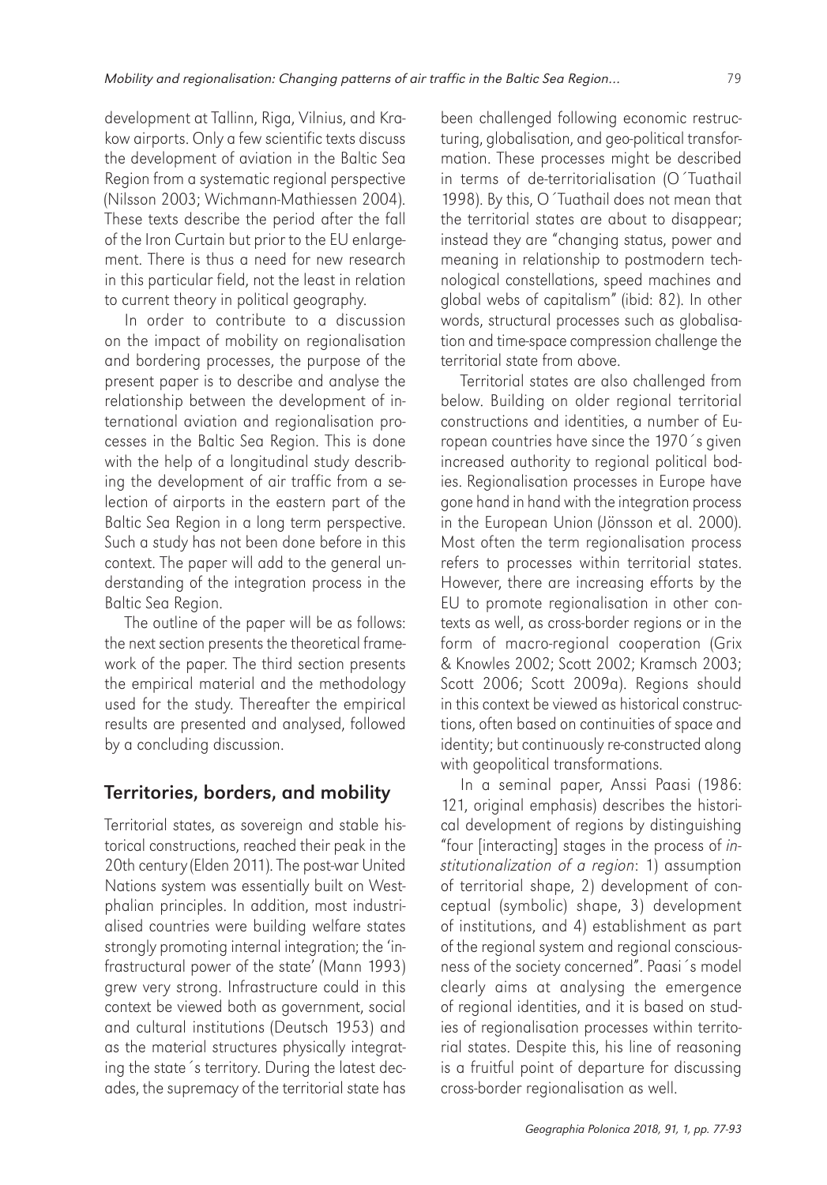development at Tallinn, Riga, Vilnius, and Krakow airports. Only a few scientific texts discuss the development of aviation in the Baltic Sea Region from a systematic regional perspective (Nilsson 2003; Wichmann-Mathiessen 2004). These texts describe the period after the fall of the Iron Curtain but prior to the EU enlargement. There is thus a need for new research in this particular field, not the least in relation to current theory in political geography.

In order to contribute to a discussion on the impact of mobility on regionalisation and bordering processes, the purpose of the present paper is to describe and analyse the relationship between the development of international aviation and regionalisation processes in the Baltic Sea Region. This is done with the help of a longitudinal study describing the development of air traffic from a selection of airports in the eastern part of the Baltic Sea Region in a long term perspective. Such a study has not been done before in this context. The paper will add to the general understanding of the integration process in the Baltic Sea Region.

The outline of the paper will be as follows: the next section presents the theoretical framework of the paper. The third section presents the empirical material and the methodology used for the study. Thereafter the empirical results are presented and analysed, followed by a concluding discussion.

## Territories, borders, and mobility

Territorial states, as sovereign and stable historical constructions, reached their peak in the 20th century (Elden 2011). The post-war United Nations system was essentially built on Westphalian principles. In addition, most industrialised countries were building welfare states strongly promoting internal integration; the 'infrastructural power of the state' (Mann 1993) grew very strong. Infrastructure could in this context be viewed both as government, social and cultural institutions (Deutsch 1953) and as the material structures physically integrating the state´s territory. During the latest decades, the supremacy of the territorial state has been challenged following economic restructuring, globalisation, and geo-political transformation. These processes might be described in terms of de-territorialisation (O´Tuathail 1998). By this, O´Tuathail does not mean that the territorial states are about to disappear; instead they are "changing status, power and meaning in relationship to postmodern technological constellations, speed machines and global webs of capitalism" (ibid: 82). In other words, structural processes such as globalisation and time-space compression challenge the territorial state from above.

Territorial states are also challenged from below. Building on older regional territorial constructions and identities, a number of European countries have since the 1970´s given increased authority to regional political bodies. Regionalisation processes in Europe have gone hand in hand with the integration process in the European Union (Jönsson et al. 2000). Most often the term regionalisation process refers to processes within territorial states. However, there are increasing efforts by the EU to promote regionalisation in other contexts as well, as cross-border regions or in the form of macro-regional cooperation (Grix & Knowles 2002; Scott 2002; Kramsch 2003; Scott 2006; Scott 2009a). Regions should in this context be viewed as historical constructions, often based on continuities of space and identity; but continuously re-constructed along with geopolitical transformations.

In a seminal paper, Anssi Paasi (1986: 121, original emphasis) describes the historical development of regions by distinguishing "four [interacting] stages in the process of *institutionalization of a region*: 1) assumption of territorial shape, 2) development of conceptual (symbolic) shape, 3) development of institutions, and 4) establishment as part of the regional system and regional consciousness of the society concerned". Paasi´s model clearly aims at analysing the emergence of regional identities, and it is based on studies of regionalisation processes within territorial states. Despite this, his line of reasoning is a fruitful point of departure for discussing cross-border regionalisation as well.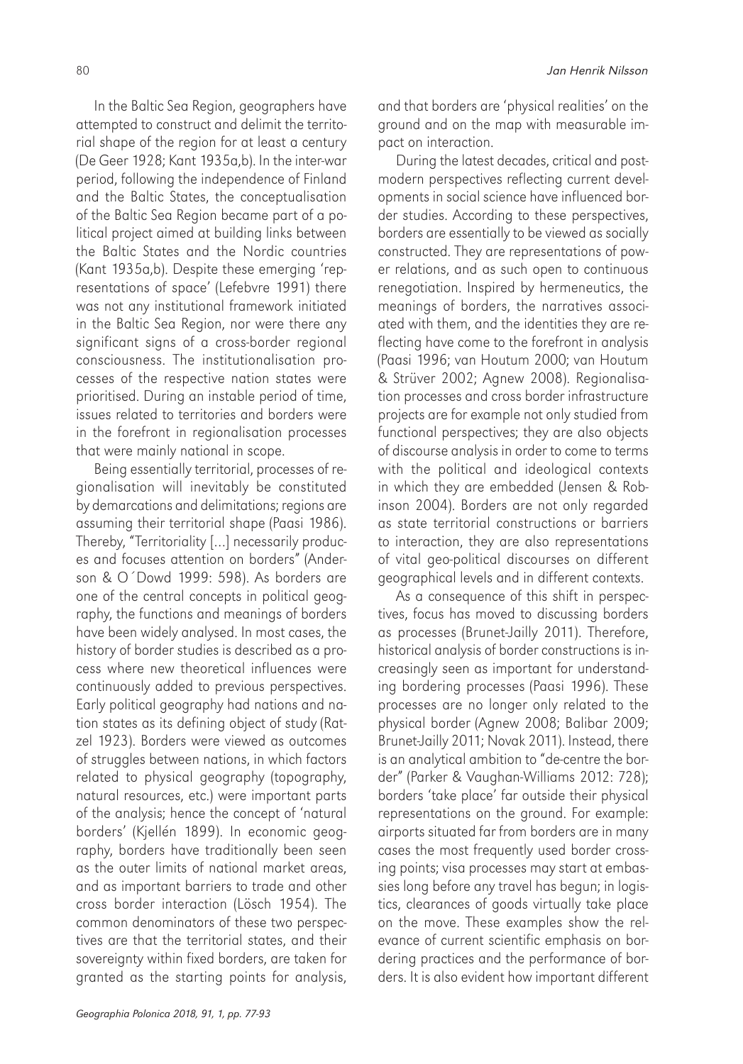In the Baltic Sea Region, geographers have attempted to construct and delimit the territorial shape of the region for at least a century (De Geer 1928; Kant 1935a,b). In the inter-war period, following the independence of Finland and the Baltic States, the conceptualisation of the Baltic Sea Region became part of a political project aimed at building links between the Baltic States and the Nordic countries (Kant 1935a,b). Despite these emerging 'representations of space' (Lefebvre 1991) there was not any institutional framework initiated in the Baltic Sea Region, nor were there any significant signs of a cross-border regional consciousness. The institutionalisation processes of the respective nation states were prioritised. During an instable period of time, issues related to territories and borders were in the forefront in regionalisation processes that were mainly national in scope.

Being essentially territorial, processes of regionalisation will inevitably be constituted by demarcations and delimitations; regions are assuming their territorial shape (Paasi 1986). Thereby, "Territoriality [...] necessarily produces and focuses attention on borders" (Anderson & O´Dowd 1999: 598). As borders are one of the central concepts in political geography, the functions and meanings of borders have been widely analysed. In most cases, the history of border studies is described as a process where new theoretical influences were continuously added to previous perspectives. Early political geography had nations and nation states as its defining object of study (Ratzel 1923). Borders were viewed as outcomes of struggles between nations, in which factors related to physical geography (topography, natural resources, etc.) were important parts of the analysis; hence the concept of 'natural borders' (Kjellén 1899). In economic geography, borders have traditionally been seen as the outer limits of national market areas, and as important barriers to trade and other cross border interaction (Lösch 1954). The common denominators of these two perspectives are that the territorial states, and their sovereignty within fixed borders, are taken for granted as the starting points for analysis, and that borders are 'physical realities' on the ground and on the map with measurable impact on interaction.

During the latest decades, critical and postmodern perspectives reflecting current developments in social science have influenced border studies. According to these perspectives, borders are essentially to be viewed as socially constructed. They are representations of power relations, and as such open to continuous renegotiation. Inspired by hermeneutics, the meanings of borders, the narratives associated with them, and the identities they are reflecting have come to the forefront in analysis (Paasi 1996; van Houtum 2000; van Houtum & Strüver 2002; Agnew 2008). Regionalisation processes and cross border infrastructure projects are for example not only studied from functional perspectives; they are also objects of discourse analysis in order to come to terms with the political and ideological contexts in which they are embedded (Jensen & Robinson 2004). Borders are not only regarded as state territorial constructions or barriers to interaction, they are also representations of vital geo-political discourses on different geographical levels and in different contexts.

As a consequence of this shift in perspectives, focus has moved to discussing borders as processes (Brunet-Jailly 2011). Therefore, historical analysis of border constructions is increasingly seen as important for understanding bordering processes (Paasi 1996). These processes are no longer only related to the physical border (Agnew 2008; Balibar 2009; Brunet-Jailly 2011; Novak 2011). Instead, there is an analytical ambition to "de-centre the border" (Parker & Vaughan-Williams 2012: 728); borders 'take place' far outside their physical representations on the ground. For example: airports situated far from borders are in many cases the most frequently used border crossing points; visa processes may start at embassies long before any travel has begun; in logistics, clearances of goods virtually take place on the move. These examples show the relevance of current scientific emphasis on bordering practices and the performance of borders. It is also evident how important different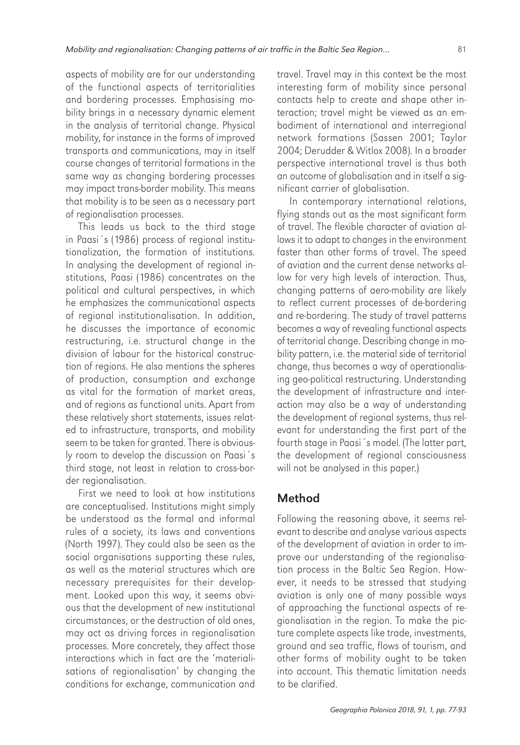aspects of mobility are for our understanding of the functional aspects of territorialities and bordering processes. Emphasising mobility brings in a necessary dynamic element in the analysis of territorial change. Physical mobility, for instance in the forms of improved transports and communications, may in itself course changes of territorial formations in the same way as changing bordering processes may impact trans-border mobility. This means that mobility is to be seen as a necessary part of regionalisation processes.

This leads us back to the third stage in Paasi´s (1986) process of regional institutionalization, the formation of institutions. In analysing the development of regional institutions, Paasi (1986) concentrates on the political and cultural perspectives, in which he emphasizes the communicational aspects of regional institutionalisation. In addition, he discusses the importance of economic restructuring, i.e. structural change in the division of labour for the historical construction of regions. He also mentions the spheres of production, consumption and exchange as vital for the formation of market areas, and of regions as functional units. Apart from these relatively short statements, issues related to infrastructure, transports, and mobility seem to be taken for granted. There is obviously room to develop the discussion on Paasi´s third stage, not least in relation to cross-border regionalisation.

First we need to look at how institutions are conceptualised. Institutions might simply be understood as the formal and informal rules of a society, its laws and conventions (North 1997). They could also be seen as the social organisations supporting these rules, as well as the material structures which are necessary prerequisites for their development. Looked upon this way, it seems obvious that the development of new institutional circumstances, or the destruction of old ones, may act as driving forces in regionalisation processes. More concretely, they affect those interactions which in fact are the 'materialisations of regionalisation' by changing the conditions for exchange, communication and travel. Travel may in this context be the most interesting form of mobility since personal contacts help to create and shape other interaction; travel might be viewed as an embodiment of international and interregional network formations (Sassen 2001; Taylor 2004; Derudder & Witlox 2008). In a broader perspective international travel is thus both an outcome of globalisation and in itself a significant carrier of globalisation.

In contemporary international relations, flying stands out as the most significant form of travel. The flexible character of aviation allows it to adapt to changes in the environment faster than other forms of travel. The speed of aviation and the current dense networks allow for very high levels of interaction. Thus, changing patterns of aero-mobility are likely to reflect current processes of de-bordering and re-bordering. The study of travel patterns becomes a way of revealing functional aspects of territorial change. Describing change in mobility pattern, i.e. the material side of territorial change, thus becomes a way of operationalising geo-political restructuring. Understanding the development of infrastructure and interaction may also be a way of understanding the development of regional systems, thus relevant for understanding the first part of the fourth stage in Paasi´s model. (The latter part, the development of regional consciousness will not be analysed in this paper.)

## Method

Following the reasoning above, it seems relevant to describe and analyse various aspects of the development of aviation in order to improve our understanding of the regionalisation process in the Baltic Sea Region. However, it needs to be stressed that studying aviation is only one of many possible ways of approaching the functional aspects of regionalisation in the region. To make the picture complete aspects like trade, investments, ground and sea traffic, flows of tourism, and other forms of mobility ought to be taken into account. This thematic limitation needs to be clarified.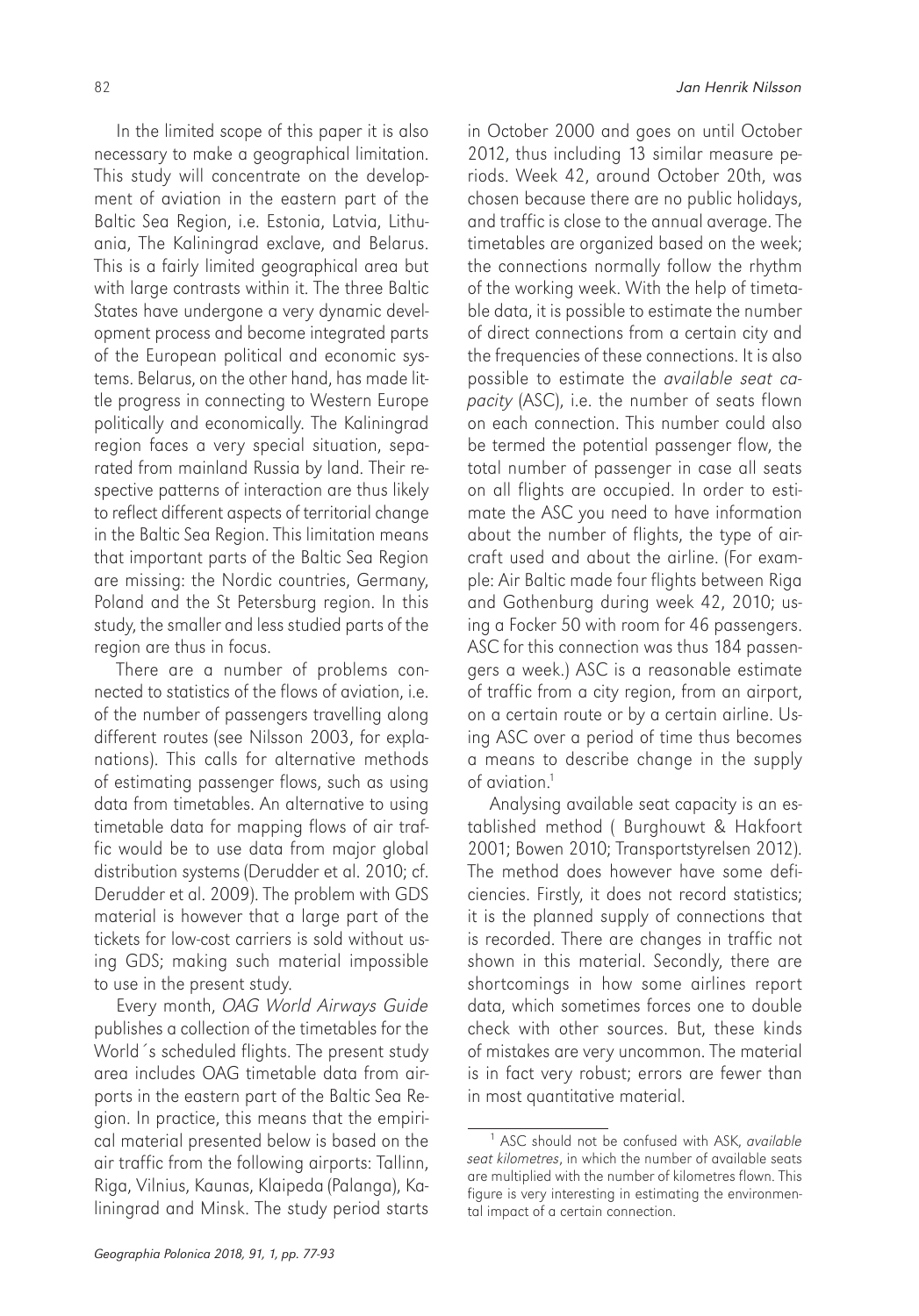In the limited scope of this paper it is also necessary to make a geographical limitation. This study will concentrate on the development of aviation in the eastern part of the Baltic Sea Region, i.e. Estonia, Latvia, Lithuania, The Kaliningrad exclave, and Belarus. This is a fairly limited geographical area but with large contrasts within it. The three Baltic States have undergone a very dynamic development process and become integrated parts of the European political and economic systems. Belarus, on the other hand, has made little progress in connecting to Western Europe politically and economically. The Kaliningrad region faces a very special situation, separated from mainland Russia by land. Their respective patterns of interaction are thus likely to reflect different aspects of territorial change in the Baltic Sea Region. This limitation means that important parts of the Baltic Sea Region are missing: the Nordic countries, Germany, Poland and the St Petersburg region. In this study, the smaller and less studied parts of the region are thus in focus.

There are a number of problems connected to statistics of the flows of aviation, i.e. of the number of passengers travelling along different routes (see Nilsson 2003, for explanations). This calls for alternative methods of estimating passenger flows, such as using data from timetables. An alternative to using timetable data for mapping flows of air traffic would be to use data from major global distribution systems (Derudder et al. 2010; cf. Derudder et al. 2009). The problem with GDS material is however that a large part of the tickets for low-cost carriers is sold without using GDS; making such material impossible to use in the present study.

Every month, *OAG World Airways Guide* publishes a collection of the timetables for the World´s scheduled flights. The present study area includes OAG timetable data from airports in the eastern part of the Baltic Sea Region. In practice, this means that the empirical material presented below is based on the air traffic from the following airports: Tallinn, Riga, Vilnius, Kaunas, Klaipeda (Palanga), Kaliningrad and Minsk. The study period starts in October 2000 and goes on until October 2012, thus including 13 similar measure periods. Week 42, around October 20th, was chosen because there are no public holidays, and traffic is close to the annual average. The timetables are organized based on the week; the connections normally follow the rhythm of the working week. With the help of timetable data, it is possible to estimate the number of direct connections from a certain city and the frequencies of these connections. It is also possible to estimate the *available seat capacity* (ASC), i.e. the number of seats flown on each connection. This number could also be termed the potential passenger flow, the total number of passenger in case all seats on all flights are occupied. In order to estimate the ASC you need to have information about the number of flights, the type of aircraft used and about the airline. (For example: Air Baltic made four flights between Riga and Gothenburg during week 42, 2010; using a Focker 50 with room for 46 passengers. ASC for this connection was thus 184 passengers a week.) ASC is a reasonable estimate of traffic from a city region, from an airport, on a certain route or by a certain airline. Using ASC over a period of time thus becomes a means to describe change in the supply of aviation.[1]

Analysing available seat capacity is an established method ( Burghouwt & Hakfoort 2001; Bowen 2010; Transportstyrelsen 2012). The method does however have some deficiencies. Firstly, it does not record statistics; it is the planned supply of connections that is recorded. There are changes in traffic not shown in this material. Secondly, there are shortcomings in how some airlines report data, which sometimes forces one to double check with other sources. But, these kinds of mistakes are very uncommon. The material is in fact very robust; errors are fewer than in most quantitative material.

[1] ASC should not be confused with ASK, *available seat kilometres*, in which the number of available seats are multiplied with the number of kilometres flown. This figure is very interesting in estimating the environmental impact of a certain connection.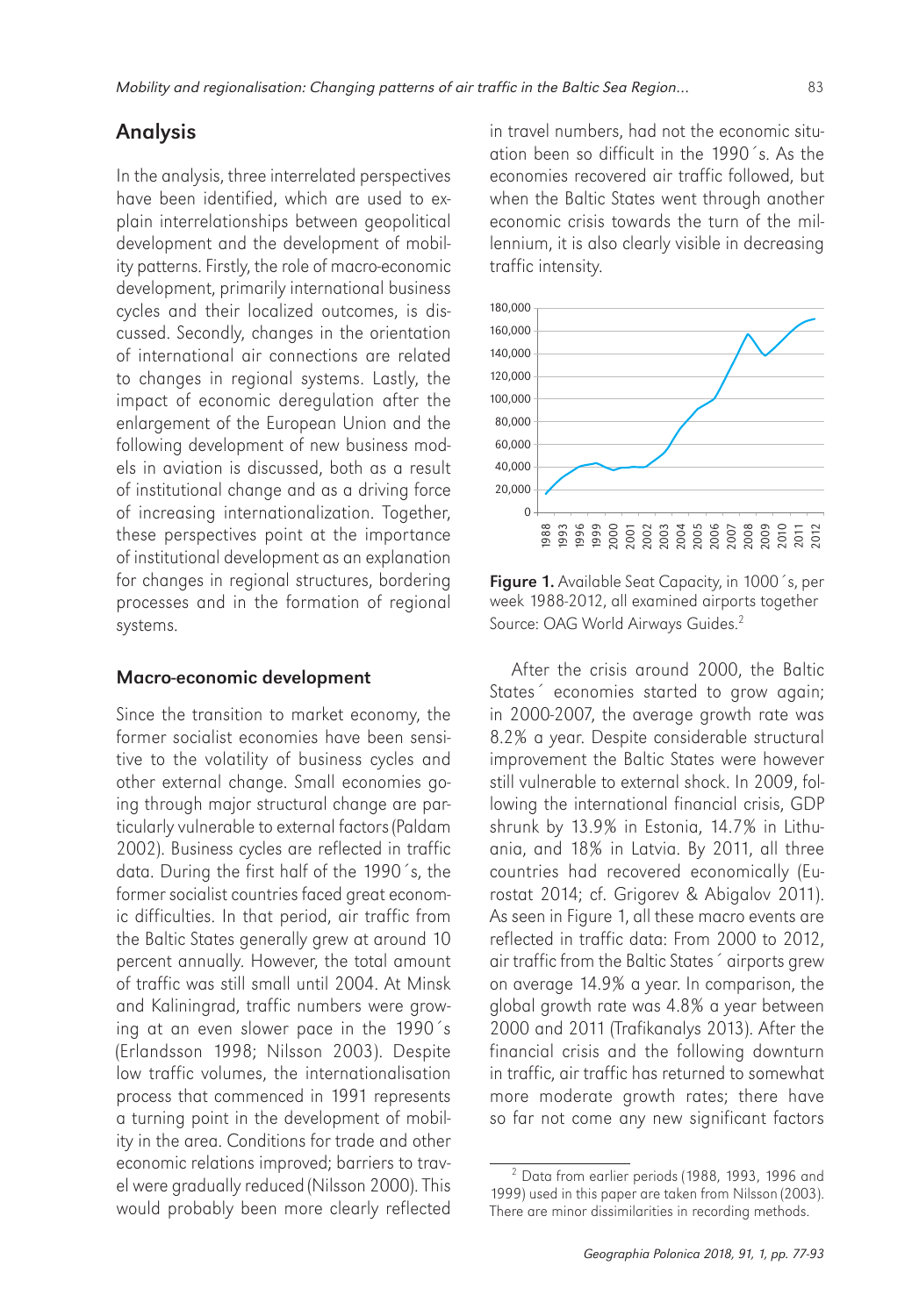## Analysis

In the analysis, three interrelated perspectives have been identified, which are used to explain interrelationships between geopolitical development and the development of mobility patterns. Firstly, the role of macro-economic development, primarily international business cycles and their localized outcomes, is discussed. Secondly, changes in the orientation of international air connections are related to changes in regional systems. Lastly, the impact of economic deregulation after the enlargement of the European Union and the following development of new business models in aviation is discussed, both as a result of institutional change and as a driving force of increasing internationalization. Together, these perspectives point at the importance of institutional development as an explanation for changes in regional structures, bordering processes and in the formation of regional systems.

### Macro-economic development

Since the transition to market economy, the former socialist economies have been sensitive to the volatility of business cycles and other external change. Small economies going through major structural change are particularly vulnerable to external factors (Paldam 2002). Business cycles are reflected in traffic data. During the first half of the 1990´s, the former socialist countries faced great economic difficulties. In that period, air traffic from the Baltic States generally grew at around 10 percent annually. However, the total amount of traffic was still small until 2004. At Minsk and Kaliningrad, traffic numbers were growing at an even slower pace in the 1990´s (Erlandsson 1998; Nilsson 2003). Despite low traffic volumes, the internationalisation process that commenced in 1991 represents a turning point in the development of mobility in the area. Conditions for trade and other economic relations improved; barriers to travel were gradually reduced (Nilsson 2000). This would probably been more clearly reflected in travel numbers, had not the economic situation been so difficult in the 1990´s. As the economies recovered air traffic followed, but when the Baltic States went through another economic crisis towards the turn of the millennium, it is also clearly visible in decreasing traffic intensity.

**Figure 1.** Available Seat Capacity, in 1000´s, per week 1988-2012, all examined airports together Source: OAG World Airways Guides.[2]

After the crisis around 2000, the Baltic States´ economies started to grow again; in 2000-2007, the average growth rate was 8.2% a year. Despite considerable structural improvement the Baltic States were however still vulnerable to external shock. In 2009, following the international financial crisis, GDP shrunk by 13.9% in Estonia, 14.7% in Lithuania, and 18% in Latvia. By 2011, all three countries had recovered economically (Eurostat 2014; cf. Grigorev & Abigalov 2011). As seen in Figure 1, all these macro events are reflected in traffic data: From 2000 to 2012, air traffic from the Baltic States´ airports grew on average 14.9% a year. In comparison, the global growth rate was 4.8% a year between 2000 and 2011 (Trafikanalys 2013). After the financial crisis and the following downturn in traffic, air traffic has returned to somewhat more moderate growth rates; there have so far not come any new significant factors

[2] Data from earlier periods (1988, 1993, 1996 and 1999) used in this paper are taken from Nilsson (2003). There are minor dissimilarities in recording methods.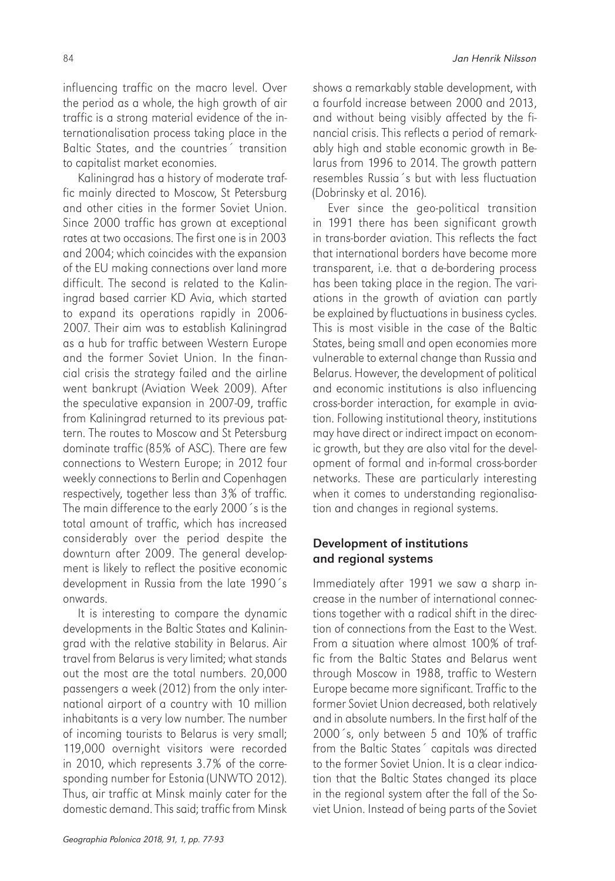influencing traffic on the macro level. Over the period as a whole, the high growth of air traffic is a strong material evidence of the internationalisation process taking place in the Baltic States, and the countries´ transition to capitalist market economies.

Kaliningrad has a history of moderate traffic mainly directed to Moscow, St Petersburg and other cities in the former Soviet Union. Since 2000 traffic has grown at exceptional rates at two occasions. The first one is in 2003 and 2004; which coincides with the expansion of the EU making connections over land more difficult. The second is related to the Kaliningrad based carrier KD Avia, which started to expand its operations rapidly in 2006-2007. Their aim was to establish Kaliningrad as a hub for traffic between Western Europe and the former Soviet Union. In the financial crisis the strategy failed and the airline went bankrupt (Aviation Week 2009). After the speculative expansion in 2007-09, traffic from Kaliningrad returned to its previous pattern. The routes to Moscow and St Petersburg dominate traffic (85% of ASC). There are few connections to Western Europe; in 2012 four weekly connections to Berlin and Copenhagen respectively, together less than 3% of traffic. The main difference to the early 2000´s is the total amount of traffic, which has increased considerably over the period despite the downturn after 2009. The general development is likely to reflect the positive economic development in Russia from the late 1990´s onwards.

It is interesting to compare the dynamic developments in the Baltic States and Kaliningrad with the relative stability in Belarus. Air travel from Belarus is very limited; what stands out the most are the total numbers. 20,000 passengers a week (2012) from the only international airport of a country with 10 million inhabitants is a very low number. The number of incoming tourists to Belarus is very small; 119,000 overnight visitors were recorded in 2010, which represents 3.7% of the corresponding number for Estonia (UNWTO 2012). Thus, air traffic at Minsk mainly cater for the domestic demand. This said; traffic from Minsk shows a remarkably stable development, with a fourfold increase between 2000 and 2013, and without being visibly affected by the financial crisis. This reflects a period of remarkably high and stable economic growth in Belarus from 1996 to 2014. The growth pattern resembles Russia´s but with less fluctuation (Dobrinsky et al. 2016).

Ever since the geo-political transition in 1991 there has been significant growth in trans-border aviation. This reflects the fact that international borders have become more transparent, i.e. that a de-bordering process has been taking place in the region. The variations in the growth of aviation can partly be explained by fluctuations in business cycles. This is most visible in the case of the Baltic States, being small and open economies more vulnerable to external change than Russia and Belarus. However, the development of political and economic institutions is also influencing cross-border interaction, for example in aviation. Following institutional theory, institutions may have direct or indirect impact on economic growth, but they are also vital for the development of formal and in-formal cross-border networks. These are particularly interesting when it comes to understanding regionalisation and changes in regional systems.

## Development of institutions and regional systems

Immediately after 1991 we saw a sharp increase in the number of international connections together with a radical shift in the direction of connections from the East to the West. From a situation where almost 100% of traffic from the Baltic States and Belarus went through Moscow in 1988, traffic to Western Europe became more significant. Traffic to the former Soviet Union decreased, both relatively and in absolute numbers. In the first half of the 2000´s, only between 5 and 10% of traffic from the Baltic States´ capitals was directed to the former Soviet Union. It is a clear indication that the Baltic States changed its place in the regional system after the fall of the Soviet Union. Instead of being parts of the Soviet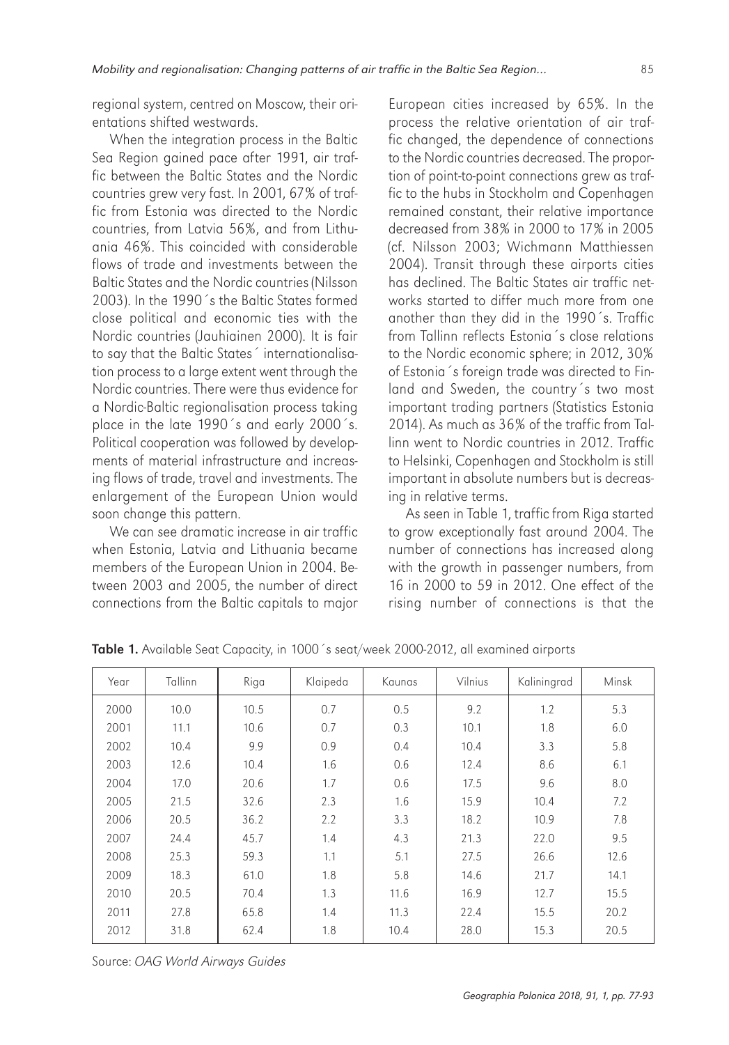regional system, centred on Moscow, their orientations shifted westwards.

When the integration process in the Baltic Sea Region gained pace after 1991, air traffic between the Baltic States and the Nordic countries grew very fast. In 2001, 67% of traffic from Estonia was directed to the Nordic countries, from Latvia 56%, and from Lithuania 46%. This coincided with considerable flows of trade and investments between the Baltic States and the Nordic countries (Nilsson 2003). In the 1990´s the Baltic States formed close political and economic ties with the Nordic countries (Jauhiainen 2000). It is fair to say that the Baltic States´ internationalisation process to a large extent went through the Nordic countries. There were thus evidence for a Nordic-Baltic regionalisation process taking place in the late 1990´s and early 2000´s. Political cooperation was followed by developments of material infrastructure and increasing flows of trade, travel and investments. The enlargement of the European Union would soon change this pattern.

We can see dramatic increase in air traffic when Estonia, Latvia and Lithuania became members of the European Union in 2004. Between 2003 and 2005, the number of direct connections from the Baltic capitals to major European cities increased by 65%. In the process the relative orientation of air traffic changed, the dependence of connections to the Nordic countries decreased. The proportion of point-to-point connections grew as traffic to the hubs in Stockholm and Copenhagen remained constant, their relative importance decreased from 38% in 2000 to 17% in 2005 (cf. Nilsson 2003; Wichmann Matthiessen 2004). Transit through these airports cities has declined. The Baltic States air traffic networks started to differ much more from one another than they did in the 1990´s. Traffic from Tallinn reflects Estonia´s close relations to the Nordic economic sphere; in 2012, 30% of Estonia´s foreign trade was directed to Finland and Sweden, the country´s two most important trading partners (Statistics Estonia 2014). As much as 36% of the traffic from Tallinn went to Nordic countries in 2012. Traffic to Helsinki, Copenhagen and Stockholm is still important in absolute numbers but is decreasing in relative terms.

As seen in Table 1, traffic from Riga started to grow exceptionally fast around 2004. The number of connections has increased along with the growth in passenger numbers, from 16 in 2000 to 59 in 2012. One effect of the rising number of connections is that the

**Table 1.** Available Seat Capacity, in 1000´s seat/week 2000-2012, all examined airports

| Year | Tallinn | Riga | Klaipeda | Kaunas | Vilnius | Kaliningrad | Minsk |
|---|---|---|---|---|---|---|---|
| 2000 | 10.0 | 10.5 | 0.7 | 0.5 | 9.2 | 1.2 | 5.3 |
| 2001 | 11.1 | 10.6 | 0.7 | 0.3 | 10.1 | 1.8 | 6.0 |
| 2002 | 10.4 | 9.9 | 0.9 | 0.4 | 10.4 | 3.3 | 5.8 |
| 2003 | 12.6 | 10.4 | 1.6 | 0.6 | 12.4 | 8.6 | 6.1 |
| 2004 | 17.0 | 20.6 | 1.7 | 0.6 | 17.5 | 9.6 | 8.0 |
| 2005 | 21.5 | 32.6 | 2.3 | 1.6 | 15.9 | 10.4 | 7.2 |
| 2006 | 20.5 | 36.2 | 2.2 | 3.3 | 18.2 | 10.9 | 7.8 |
| 2007 | 24.4 | 45.7 | 1.4 | 4.3 | 21.3 | 22.0 | 9.5 |
| 2008 | 25.3 | 59.3 | 1.1 | 5.1 | 27.5 | 26.6 | 12.6 |
| 2009 | 18.3 | 61.0 | 1.8 | 5.8 | 14.6 | 21.7 | 14.1 |
| 2010 | 20.5 | 70.4 | 1.3 | 11.6 | 16.9 | 12.7 | 15.5 |
| 2011 | 27.8 | 65.8 | 1.4 | 11.3 | 22.4 | 15.5 | 20.2 |
| 2012 | 31.8 | 62.4 | 1.8 | 10.4 | 28.0 | 15.3 | 20.5 |

Source: *OAG World Airways Guides*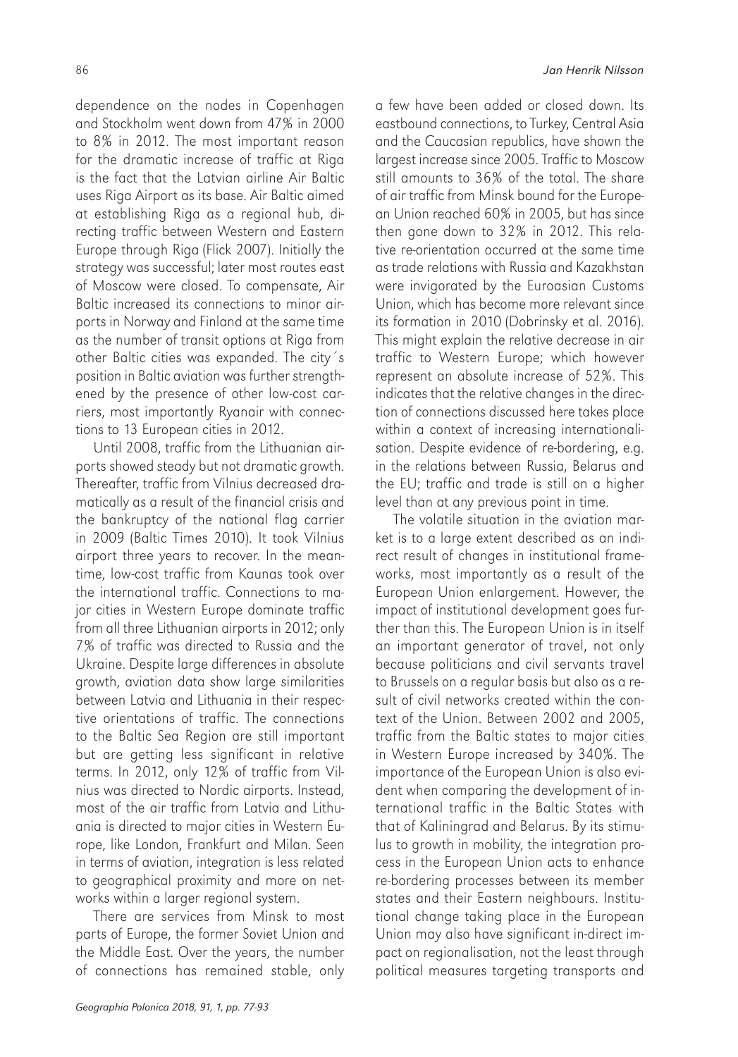dependence on the nodes in Copenhagen and Stockholm went down from 47% in 2000 to 8% in 2012. The most important reason for the dramatic increase of traffic at Riga is the fact that the Latvian airline Air Baltic uses Riga Airport as its base. Air Baltic aimed at establishing Riga as a regional hub, directing traffic between Western and Eastern Europe through Riga (Flick 2007). Initially the strategy was successful; later most routes east of Moscow were closed. To compensate, Air Baltic increased its connections to minor airports in Norway and Finland at the same time as the number of transit options at Riga from other Baltic cities was expanded. The city´s position in Baltic aviation was further strengthened by the presence of other low-cost carriers, most importantly Ryanair with connections to 13 European cities in 2012.

Until 2008, traffic from the Lithuanian airports showed steady but not dramatic growth. Thereafter, traffic from Vilnius decreased dramatically as a result of the financial crisis and the bankruptcy of the national flag carrier in 2009 (Baltic Times 2010). It took Vilnius airport three years to recover. In the meantime, low-cost traffic from Kaunas took over the international traffic. Connections to major cities in Western Europe dominate traffic from all three Lithuanian airports in 2012; only 7% of traffic was directed to Russia and the Ukraine. Despite large differences in absolute growth, aviation data show large similarities between Latvia and Lithuania in their respective orientations of traffic. The connections to the Baltic Sea Region are still important but are getting less significant in relative terms. In 2012, only 12% of traffic from Vilnius was directed to Nordic airports. Instead, most of the air traffic from Latvia and Lithuania is directed to major cities in Western Europe, like London, Frankfurt and Milan. Seen in terms of aviation, integration is less related to geographical proximity and more on networks within a larger regional system.

There are services from Minsk to most parts of Europe, the former Soviet Union and the Middle East. Over the years, the number of connections has remained stable, only a few have been added or closed down. Its eastbound connections, to Turkey, Central Asia and the Caucasian republics, have shown the largest increase since 2005. Traffic to Moscow still amounts to 36% of the total. The share of air traffic from Minsk bound for the European Union reached 60% in 2005, but has since then gone down to 32% in 2012. This relative re-orientation occurred at the same time as trade relations with Russia and Kazakhstan were invigorated by the Euroasian Customs Union, which has become more relevant since its formation in 2010 (Dobrinsky et al. 2016). This might explain the relative decrease in air traffic to Western Europe; which however represent an absolute increase of 52%. This indicates that the relative changes in the direction of connections discussed here takes place within a context of increasing internationalisation. Despite evidence of re-bordering, e.g. in the relations between Russia, Belarus and the EU; traffic and trade is still on a higher level than at any previous point in time.

The volatile situation in the aviation market is to a large extent described as an indirect result of changes in institutional frameworks, most importantly as a result of the European Union enlargement. However, the impact of institutional development goes further than this. The European Union is in itself an important generator of travel, not only because politicians and civil servants travel to Brussels on a regular basis but also as a result of civil networks created within the context of the Union. Between 2002 and 2005, traffic from the Baltic states to major cities in Western Europe increased by 340%. The importance of the European Union is also evident when comparing the development of international traffic in the Baltic States with that of Kaliningrad and Belarus. By its stimulus to growth in mobility, the integration process in the European Union acts to enhance re-bordering processes between its member states and their Eastern neighbours. Institutional change taking place in the European Union may also have significant in-direct impact on regionalisation, not the least through political measures targeting transports and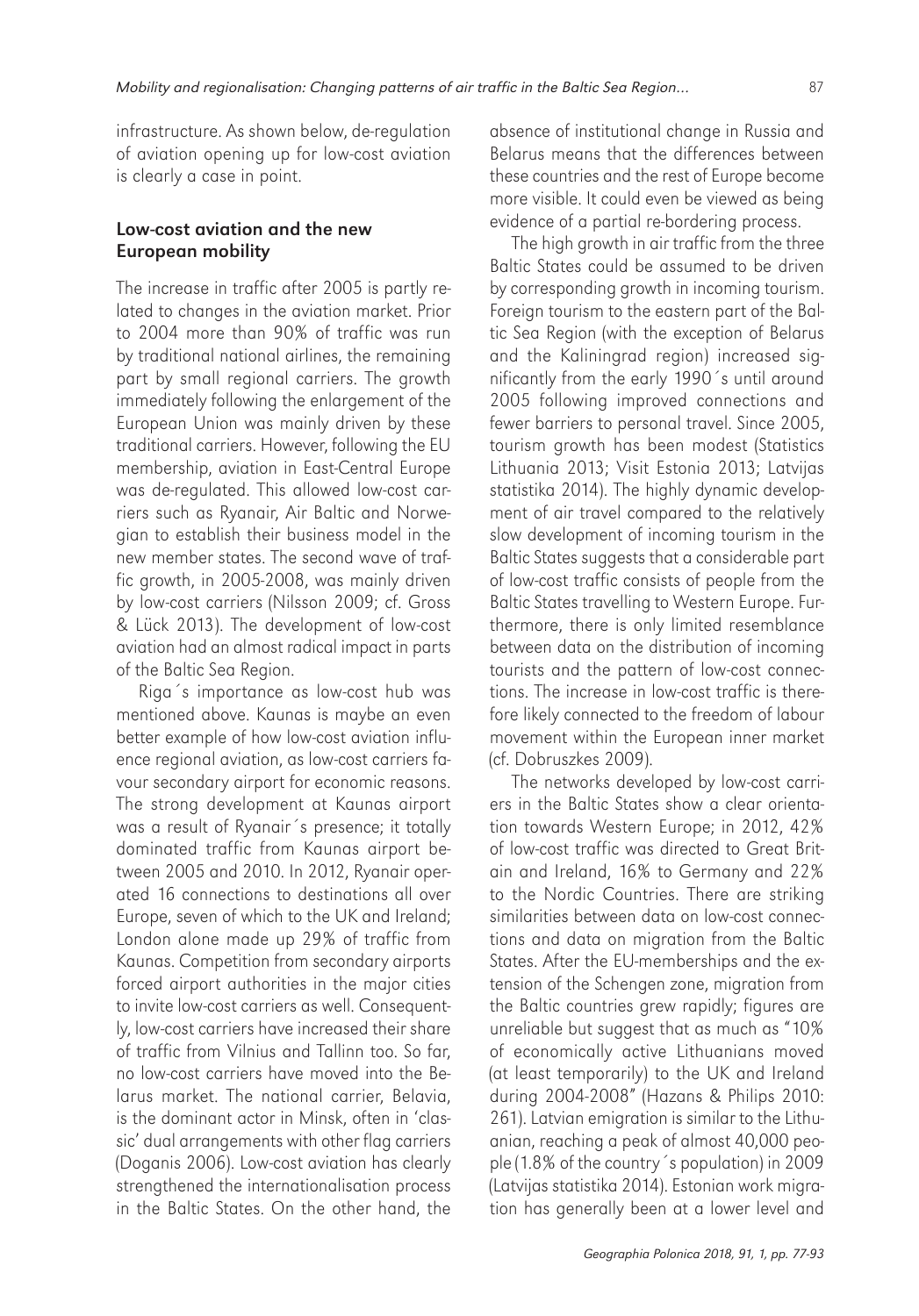infrastructure. As shown below, de-regulation of aviation opening up for low-cost aviation is clearly a case in point.

## Low-cost aviation and the new European mobility

The increase in traffic after 2005 is partly related to changes in the aviation market. Prior to 2004 more than 90% of traffic was run by traditional national airlines, the remaining part by small regional carriers. The growth immediately following the enlargement of the European Union was mainly driven by these traditional carriers. However, following the EU membership, aviation in East-Central Europe was de-regulated. This allowed low-cost carriers such as Ryanair, Air Baltic and Norwegian to establish their business model in the new member states. The second wave of traffic growth, in 2005-2008, was mainly driven by low-cost carriers (Nilsson 2009; cf. Gross & Lück 2013). The development of low-cost aviation had an almost radical impact in parts of the Baltic Sea Region.

Riga´s importance as low-cost hub was mentioned above. Kaunas is maybe an even better example of how low-cost aviation influence regional aviation, as low-cost carriers favour secondary airport for economic reasons. The strong development at Kaunas airport was a result of Ryanair´s presence; it totally dominated traffic from Kaunas airport between 2005 and 2010. In 2012, Ryanair operated 16 connections to destinations all over Europe, seven of which to the UK and Ireland; London alone made up 29% of traffic from Kaunas. Competition from secondary airports forced airport authorities in the major cities to invite low-cost carriers as well. Consequently, low-cost carriers have increased their share of traffic from Vilnius and Tallinn too. So far, no low-cost carriers have moved into the Belarus market. The national carrier, Belavia, is the dominant actor in Minsk, often in 'classic' dual arrangements with other flag carriers (Doganis 2006). Low-cost aviation has clearly strengthened the internationalisation process in the Baltic States. On the other hand, the absence of institutional change in Russia and Belarus means that the differences between these countries and the rest of Europe become more visible. It could even be viewed as being evidence of a partial re-bordering process.

The high growth in air traffic from the three Baltic States could be assumed to be driven by corresponding growth in incoming tourism. Foreign tourism to the eastern part of the Baltic Sea Region (with the exception of Belarus and the Kaliningrad region) increased significantly from the early 1990´s until around 2005 following improved connections and fewer barriers to personal travel. Since 2005, tourism growth has been modest (Statistics Lithuania 2013; Visit Estonia 2013; Latvijas statistika 2014). The highly dynamic development of air travel compared to the relatively slow development of incoming tourism in the Baltic States suggests that a considerable part of low-cost traffic consists of people from the Baltic States travelling to Western Europe. Furthermore, there is only limited resemblance between data on the distribution of incoming tourists and the pattern of low-cost connections. The increase in low-cost traffic is therefore likely connected to the freedom of labour movement within the European inner market (cf. Dobruszkes 2009).

The networks developed by low-cost carriers in the Baltic States show a clear orientation towards Western Europe; in 2012, 42% of low-cost traffic was directed to Great Britain and Ireland, 16% to Germany and 22% to the Nordic Countries. There are striking similarities between data on low-cost connections and data on migration from the Baltic States. After the EU-memberships and the extension of the Schengen zone, migration from the Baltic countries grew rapidly; figures are unreliable but suggest that as much as "10% of economically active Lithuanians moved (at least temporarily) to the UK and Ireland during 2004-2008" (Hazans & Philips 2010: 261). Latvian emigration is similar to the Lithuanian, reaching a peak of almost 40,000 people (1.8% of the country´s population) in 2009 (Latvijas statistika 2014). Estonian work migration has generally been at a lower level and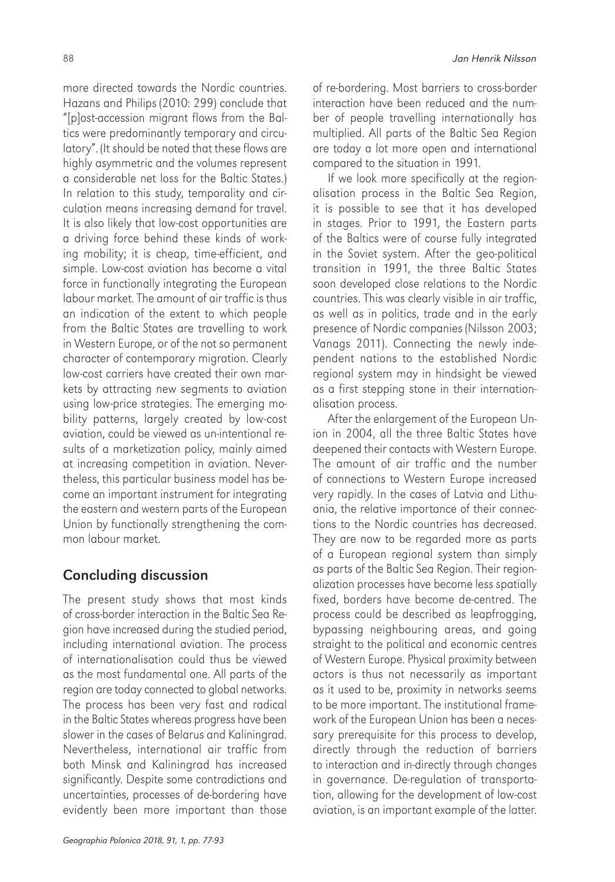more directed towards the Nordic countries. Hazans and Philips (2010: 299) conclude that "[p]ost-accession migrant flows from the Baltics were predominantly temporary and circulatory". (It should be noted that these flows are highly asymmetric and the volumes represent a considerable net loss for the Baltic States.) In relation to this study, temporality and circulation means increasing demand for travel. It is also likely that low-cost opportunities are a driving force behind these kinds of working mobility; it is cheap, time-efficient, and simple. Low-cost aviation has become a vital force in functionally integrating the European labour market. The amount of air traffic is thus an indication of the extent to which people from the Baltic States are travelling to work in Western Europe, or of the not so permanent character of contemporary migration. Clearly low-cost carriers have created their own markets by attracting new segments to aviation using low-price strategies. The emerging mobility patterns, largely created by low-cost aviation, could be viewed as un-intentional results of a marketization policy, mainly aimed at increasing competition in aviation. Nevertheless, this particular business model has become an important instrument for integrating the eastern and western parts of the European Union by functionally strengthening the common labour market.

## Concluding discussion

The present study shows that most kinds of cross-border interaction in the Baltic Sea Region have increased during the studied period, including international aviation. The process of internationalisation could thus be viewed as the most fundamental one. All parts of the region are today connected to global networks. The process has been very fast and radical in the Baltic States whereas progress have been slower in the cases of Belarus and Kaliningrad. Nevertheless, international air traffic from both Minsk and Kaliningrad has increased significantly. Despite some contradictions and uncertainties, processes of de-bordering have evidently been more important than those of re-bordering. Most barriers to cross-border interaction have been reduced and the number of people travelling internationally has multiplied. All parts of the Baltic Sea Region are today a lot more open and international compared to the situation in 1991.

If we look more specifically at the regionalisation process in the Baltic Sea Region, it is possible to see that it has developed in stages. Prior to 1991, the Eastern parts of the Baltics were of course fully integrated in the Soviet system. After the geo-political transition in 1991, the three Baltic States soon developed close relations to the Nordic countries. This was clearly visible in air traffic, as well as in politics, trade and in the early presence of Nordic companies (Nilsson 2003; Vanags 2011). Connecting the newly independent nations to the established Nordic regional system may in hindsight be viewed as a first stepping stone in their internationalisation process.

After the enlargement of the European Union in 2004, all the three Baltic States have deepened their contacts with Western Europe. The amount of air traffic and the number of connections to Western Europe increased very rapidly. In the cases of Latvia and Lithuania, the relative importance of their connections to the Nordic countries has decreased. They are now to be regarded more as parts of a European regional system than simply as parts of the Baltic Sea Region. Their regionalization processes have become less spatially fixed, borders have become de-centred. The process could be described as leapfrogging, bypassing neighbouring areas, and going straight to the political and economic centres of Western Europe. Physical proximity between actors is thus not necessarily as important as it used to be, proximity in networks seems to be more important. The institutional framework of the European Union has been a necessary prerequisite for this process to develop, directly through the reduction of barriers to interaction and in-directly through changes in governance. De-regulation of transportation, allowing for the development of low-cost aviation, is an important example of the latter.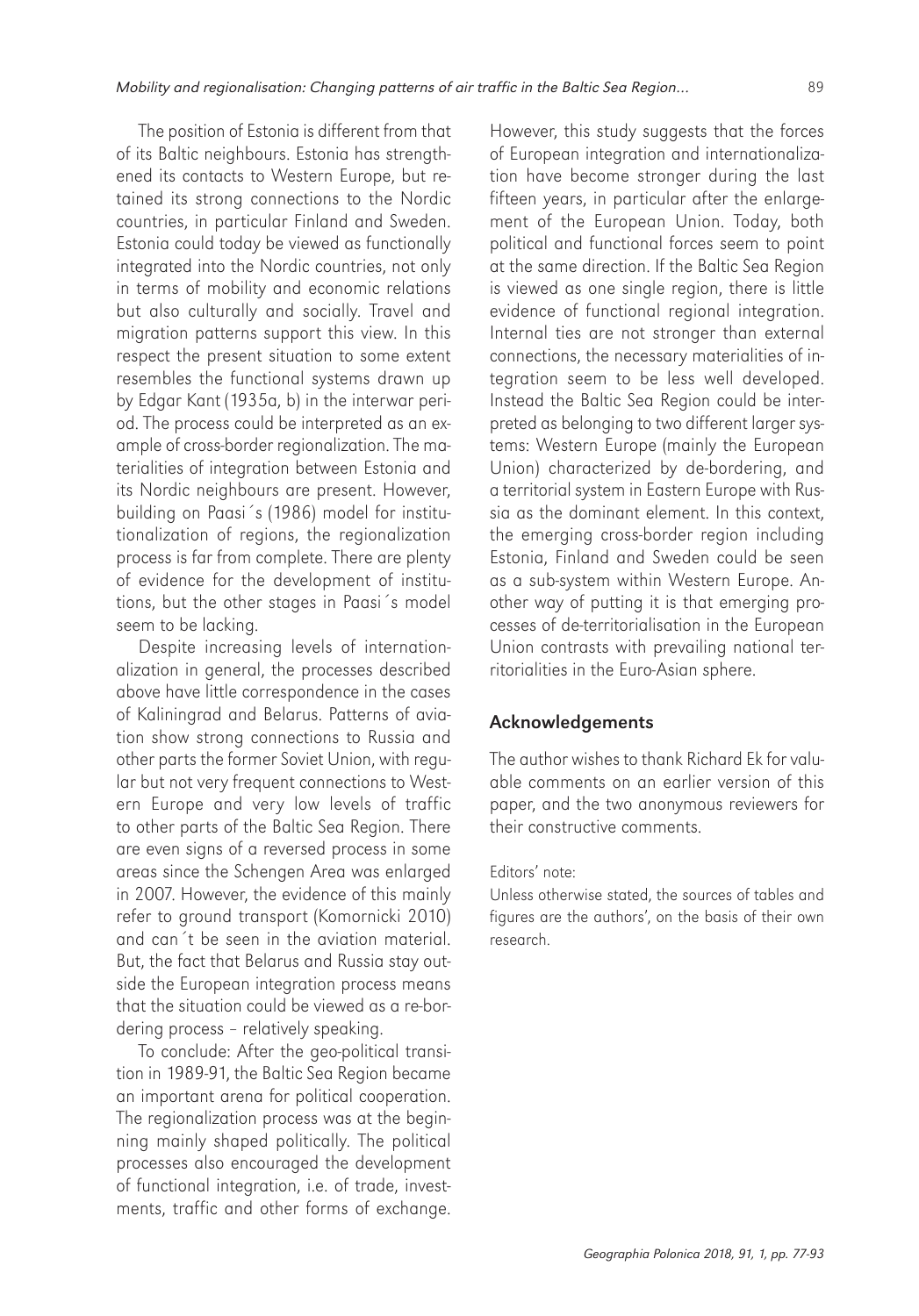The position of Estonia is different from that of its Baltic neighbours. Estonia has strengthened its contacts to Western Europe, but retained its strong connections to the Nordic countries, in particular Finland and Sweden. Estonia could today be viewed as functionally integrated into the Nordic countries, not only in terms of mobility and economic relations but also culturally and socially. Travel and migration patterns support this view. In this respect the present situation to some extent resembles the functional systems drawn up by Edgar Kant (1935a, b) in the interwar period. The process could be interpreted as an example of cross-border regionalization. The materialities of integration between Estonia and its Nordic neighbours are present. However, building on Paasi´s (1986) model for institutionalization of regions, the regionalization process is far from complete. There are plenty of evidence for the development of institutions, but the other stages in Paasi´s model seem to be lacking.

Despite increasing levels of internationalization in general, the processes described above have little correspondence in the cases of Kaliningrad and Belarus. Patterns of aviation show strong connections to Russia and other parts the former Soviet Union, with regular but not very frequent connections to Western Europe and very low levels of traffic to other parts of the Baltic Sea Region. There are even signs of a reversed process in some areas since the Schengen Area was enlarged in 2007. However, the evidence of this mainly refer to ground transport (Komornicki 2010) and can´t be seen in the aviation material. But, the fact that Belarus and Russia stay outside the European integration process means that the situation could be viewed as a re-bordering process – relatively speaking.

To conclude: After the geo-political transition in 1989-91, the Baltic Sea Region became an important arena for political cooperation. The regionalization process was at the beginning mainly shaped politically. The political processes also encouraged the development of functional integration, i.e. of trade, investments, traffic and other forms of exchange. However, this study suggests that the forces of European integration and internationalization have become stronger during the last fifteen years, in particular after the enlargement of the European Union. Today, both political and functional forces seem to point at the same direction. If the Baltic Sea Region is viewed as one single region, there is little evidence of functional regional integration. Internal ties are not stronger than external connections, the necessary materialities of integration seem to be less well developed. Instead the Baltic Sea Region could be interpreted as belonging to two different larger systems: Western Europe (mainly the European Union) characterized by de-bordering, and a territorial system in Eastern Europe with Russia as the dominant element. In this context, the emerging cross-border region including Estonia, Finland and Sweden could be seen as a sub-system within Western Europe. Another way of putting it is that emerging processes of de-territorialisation in the European Union contrasts with prevailing national territorialities in the Euro-Asian sphere.

## Acknowledgements

The author wishes to thank Richard Ek for valuable comments on an earlier version of this paper, and the two anonymous reviewers for their constructive comments.

Editors' note:

Unless otherwise stated, the sources of tables and figures are the authors', on the basis of their own research.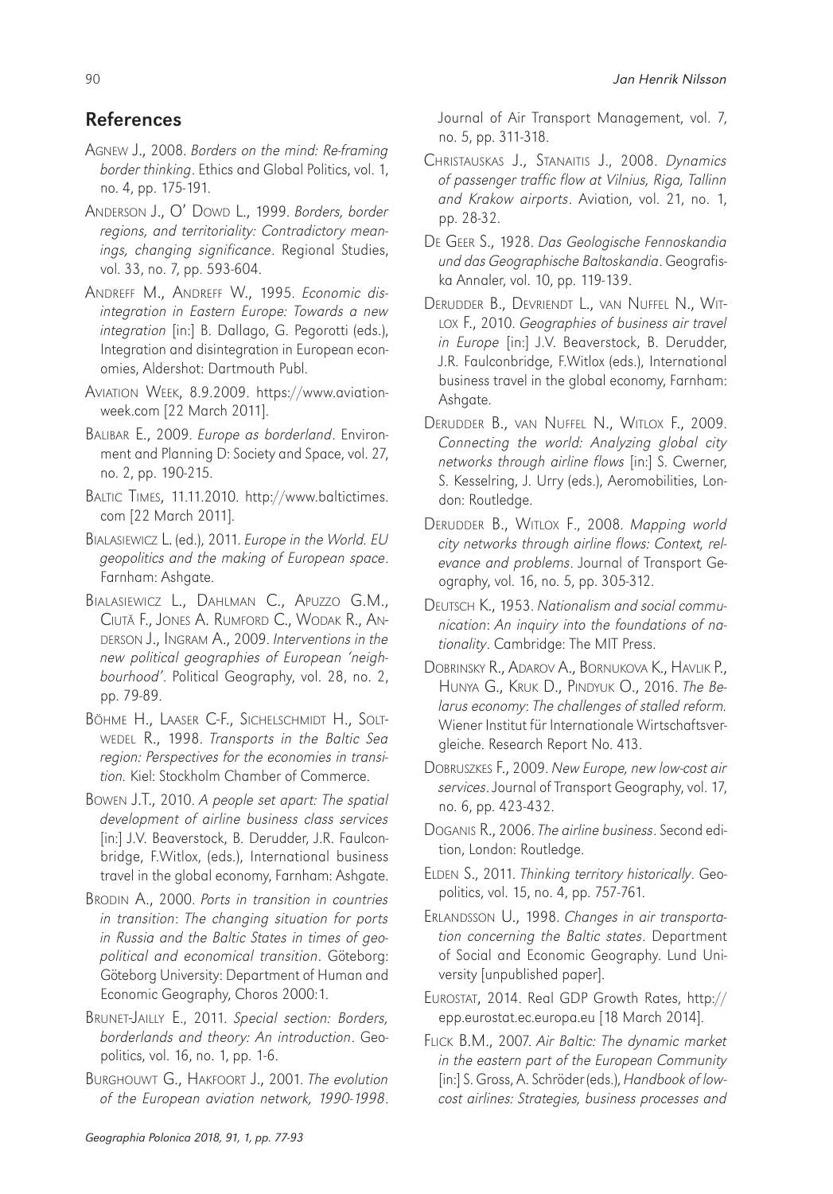## References

AGNEW J., 2008. *Borders on the mind: Re-framing border thinking*. Ethics and Global Politics, vol. 1, no. 4, pp. 175-191.

ANDERSON J., O' DOWD L., 1999. *Borders, border regions, and territoriality: Contradictory meanings, changing significance*. Regional Studies, vol. 33, no. 7, pp. 593-604.

ANDREFF M., ANDREFF W., 1995. *Economic disintegration in Eastern Europe: Towards a new integration* [in:] B. Dallago, G. Pegorotti (eds.), Integration and disintegration in European economies, Aldershot: Dartmouth Publ.

AVIATION WEEK, 8.9.2009. https://www.aviationweek.com [22 March 2011].

BALIBAR E., 2009. *Europe as borderland*. Environment and Planning D: Society and Space, vol. 27, no. 2, pp. 190-215.

BALTIC TIMES, 11.11.2010. http://www.baltictimes.com [22 March 2011].

BIALASIEWICZ L. (ed.), 2011. *Europe in the World. EU geopolitics and the making of European space*. Farnham: Ashgate.

BIALASIEWICZ L., DAHLMAN C., APUZZO G.M., CIUTĂ F., JONES A. RUMFORD C., WODAK R., ANDERSON J., INGRAM A., 2009. *Interventions in the new political geographies of European 'neighbourhood'*. Political Geography, vol. 28, no. 2, pp. 79-89.

BÖHME H., LAASER C-F., SICHELSCHMIDT H., SOLTWEDEL R., 1998. *Transports in the Baltic Sea region: Perspectives for the economies in transition*. Kiel: Stockholm Chamber of Commerce.

BOWEN J.T., 2010. *A people set apart: The spatial development of airline business class services* [in:] J.V. Beaverstock, B. Derudder, J.R. Faulconbridge, F.Witlox, (eds.), International business travel in the global economy, Farnham: Ashgate.

BRODIN A., 2000. *Ports in transition in countries in transition*: *The changing situation for ports in Russia and the Baltic States in times of geopolitical and economical transition*. Göteborg: Göteborg University: Department of Human and Economic Geography, Choros 2000:1.

BRUNET-JAILLY E., 2011. *Special section: Borders, borderlands and theory: An introduction*. Geopolitics, vol. 16, no. 1, pp. 1-6.

BURGHOUWT G., HAKFOORT J., 2001. *The evolution of the European aviation network, 1990-1998*. Journal of Air Transport Management, vol. 7, no. 5, pp. 311-318.

CHRISTAUSKAS J., STANAITIS J., 2008. *Dynamics of passenger traffic flow at Vilnius, Riga, Tallinn and Krakow airports*. Aviation, vol. 21, no. 1, pp. 28-32.

DE GEER S., 1928. *Das Geologische Fennoskandia und das Geographische Baltoskandia*. Geografiska Annaler, vol. 10, pp. 119-139.

DERUDDER B., DEVRIENDT L., VAN NUFFEL N., WITLOX F., 2010. *Geographies of business air travel in Europe* [in:] J.V. Beaverstock, B. Derudder, J.R. Faulconbridge, F.Witlox (eds.), International business travel in the global economy, Farnham: Ashgate.

DERUDDER B., VAN NUFFEL N., WITLOX F., 2009. *Connecting the world: Analyzing global city networks through airline flows* [in:] S. Cwerner, S. Kesselring, J. Urry (eds.), Aeromobilities, London: Routledge.

DERUDDER B., WITLOX F., 2008. *Mapping world city networks through airline flows: Context, relevance and problems*. Journal of Transport Geography, vol. 16, no. 5, pp. 305-312.

DEUTSCH K., 1953. *Nationalism and social communication*: *An inquiry into the foundations of nationality*. Cambridge: The MIT Press.

DOBRINSKY R., ADAROV A., BORNUKOVA K., HAVLIK P., HUNYA G., KRUK D., PINDYUK O., 2016. *The Belarus economy*: *The challenges of stalled reform*. Wiener Institut für Internationale Wirtschaftsvergleiche. Research Report No. 413.

DOBRUSZKES F., 2009. *New Europe, new low-cost air services*. Journal of Transport Geography, vol. 17, no. 6, pp. 423-432.

DOGANIS R., 2006. *The airline business*. Second edition, London: Routledge.

ELDEN S., 2011. *Thinking territory historically*. Geopolitics, vol. 15, no. 4, pp. 757-761.

ERLANDSSON U., 1998. *Changes in air transportation concerning the Baltic states*. Department of Social and Economic Geography. Lund University [unpublished paper].

EUROSTAT, 2014. Real GDP Growth Rates, http://epp.eurostat.ec.europa.eu [18 March 2014].

FLICK B.M., 2007. *Air Baltic: The dynamic market in the eastern part of the European Community* [in:] S. Gross, A. Schröder (eds.), *Handbook of low-cost airlines: Strategies, business processes and*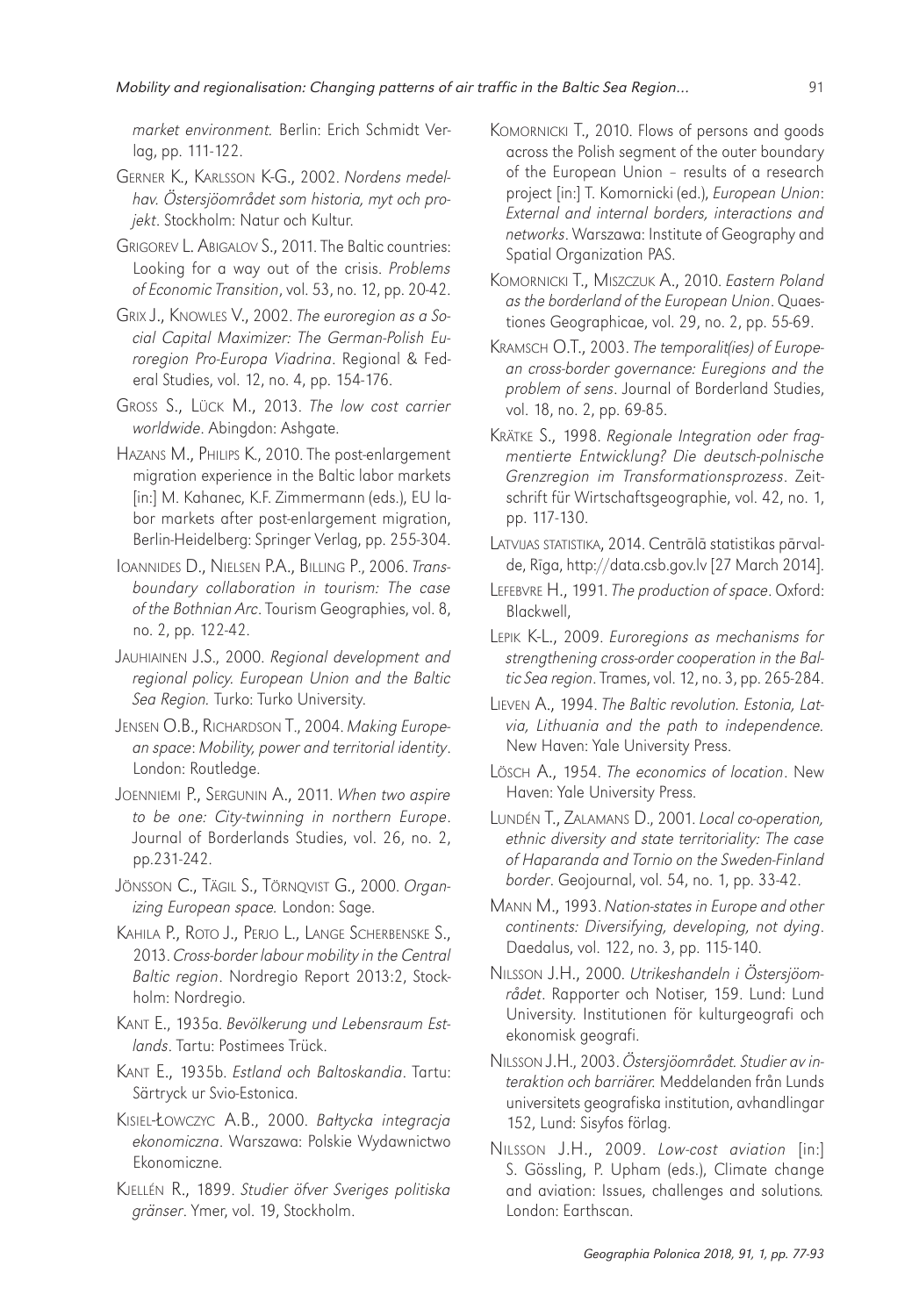*market environment.* Berlin: Erich Schmidt Verlag, pp. 111-122.

Gerner K., Karlsson K-G., 2002. *Nordens medelhav. Östersjöområdet som historia, myt och projekt*. Stockholm: Natur och Kultur.

Grigorev L. Abigalov S., 2011. The Baltic countries: Looking for a way out of the crisis. *Problems of Economic Transition*, vol. 53, no. 12, pp. 20-42.

Grix J., Knowles V., 2002. *The euroregion as a Social Capital Maximizer: The German-Polish Euroregion Pro-Europa Viadrina*. Regional & Federal Studies, vol. 12, no. 4, pp. 154-176.

Gross S., Lück M., 2013. *The low cost carrier worldwide*. Abingdon: Ashgate.

Hazans M., Philips K., 2010. The post-enlargement migration experience in the Baltic labor markets [in:] M. Kahanec, K.F. Zimmermann (eds.), EU labor markets after post-enlargement migration, Berlin-Heidelberg: Springer Verlag, pp. 255-304.

Ioannides D., Nielsen P.A., Billing P., 2006. *Transboundary collaboration in tourism: The case of the Bothnian Arc*. Tourism Geographies, vol. 8, no. 2, pp. 122-42.

Jauhiainen J.S., 2000. *Regional development and regional policy. European Union and the Baltic Sea Region.* Turko: Turko University.

Jensen O.B., Richardson T., 2004. *Making European space: Mobility, power and territorial identity*. London: Routledge.

Joenniemi P., Sergunin A., 2011. *When two aspire to be one: City-twinning in northern Europe*. Journal of Borderlands Studies, vol. 26, no. 2, pp.231-242.

Jönsson C., Tägil S., Törnqvist G., 2000. *Organizing European space.* London: Sage.

Kahila P., Roto J., Perjo L., Lange Scherbenske S., 2013. *Cross-border labour mobility in the Central Baltic region*. Nordregio Report 2013:2, Stockholm: Nordregio.

Kant E., 1935a. *Bevölkerung und Lebensraum Estlands*. Tartu: Postimees Trück.

Kant E., 1935b. *Estland och Baltoskandia*. Tartu: Särtryck ur Svio-Estonica.

Kisiel-Łowczyc A.B., 2000. *Bałtycka integracja ekonomiczna*. Warszawa: Polskie Wydawnictwo Ekonomiczne.

Kjellén R., 1899. *Studier öfver Sveriges politiska gränser*. Ymer, vol. 19, Stockholm.

Komornicki T., 2010. Flows of persons and goods across the Polish segment of the outer boundary of the European Union – results of a research project [in:] T. Komornicki (ed.), *European Union: External and internal borders, interactions and networks*. Warszawa: Institute of Geography and Spatial Organization PAS.

Komornicki T., Miszczuk A., 2010. *Eastern Poland as the borderland of the European Union*. Quaestiones Geographicae, vol. 29, no. 2, pp. 55-69.

Kramsch O.T., 2003. *The temporalit(ies) of European cross-border governance: Euregions and the problem of sens*. Journal of Borderland Studies, vol. 18, no. 2, pp. 69-85.

Krätke S., 1998. *Regionale Integration oder fragmentierte Entwicklung? Die deutsch-polnische Grenzregion im Transformationsprozess*. Zeitschrift für Wirtschaftsgeographie, vol. 42, no. 1, pp. 117-130.

Latvijas statistika, 2014. Centrālā statistikas pārvalde, Rīga, http://data.csb.gov.lv [27 March 2014].

Lefebvre H., 1991. *The production of space*. Oxford: Blackwell,

Lepik K-L., 2009. *Euroregions as mechanisms for strengthening cross-order cooperation in the Baltic Sea region*. Trames, vol. 12, no. 3, pp. 265-284.

Lieven A., 1994. *The Baltic revolution. Estonia, Latvia, Lithuania and the path to independence.* New Haven: Yale University Press.

Lösch A., 1954. *The economics of location*. New Haven: Yale University Press.

Lundén T., Zalamans D., 2001. *Local co-operation, ethnic diversity and state territoriality: The case of Haparanda and Tornio on the Sweden-Finland border*. Geojournal, vol. 54, no. 1, pp. 33-42.

Mann M., 1993. *Nation-states in Europe and other continents: Diversifying, developing, not dying*. Daedalus, vol. 122, no. 3, pp. 115-140.

Nilsson J.H., 2000. *Utrikeshandeln i Östersjöområdet*. Rapporter och Notiser, 159. Lund: Lund University. Institutionen för kulturgeografi och ekonomisk geografi.

Nilsson J.H., 2003. *Östersjöområdet. Studier av interaktion och barriärer.* Meddelanden från Lunds universitets geografiska institution, avhandlingar 152, Lund: Sisyfos förlag.

Nilsson J.H., 2009. *Low-cost aviation* [in:] S. Gössling, P. Upham (eds.), Climate change and aviation: Issues, challenges and solutions. London: Earthscan.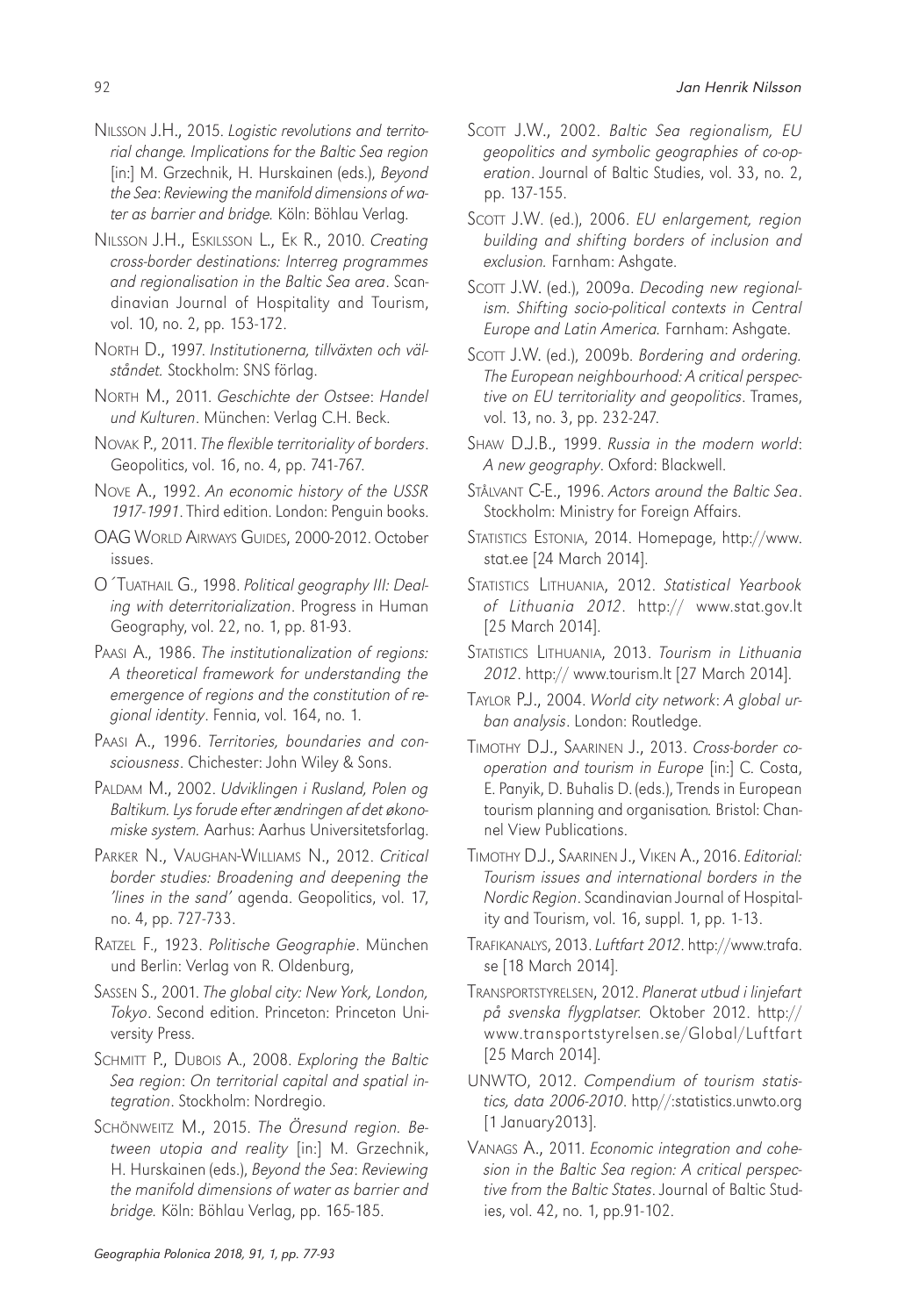Nilsson J.H., 2015. *Logistic revolutions and territorial change. Implications for the Baltic Sea region* [in:] M. Grzechnik, H. Hurskainen (eds.), *Beyond the Sea: Reviewing the manifold dimensions of water as barrier and bridge.* Köln: Böhlau Verlag.

Nilsson J.H., Eskilsson L., Ek R., 2010. *Creating cross-border destinations: Interreg programmes and regionalisation in the Baltic Sea area*. Scandinavian Journal of Hospitality and Tourism, vol. 10, no. 2, pp. 153-172.

North D., 1997. *Institutionerna, tillväxten och välståndet.* Stockholm: SNS förlag.

North M., 2011. *Geschichte der Ostsee: Handel und Kulturen*. München: Verlag C.H. Beck.

Novak P., 2011. *The flexible territoriality of borders*. Geopolitics, vol. 16, no. 4, pp. 741-767.

Nove A., 1992. *An economic history of the USSR 1917-1991*. Third edition. London: Penguin books.

OAG World Airways Guides, 2000-2012. October issues.

O´Tuathail G., 1998. *Political geography III: Dealing with deterritorialization*. Progress in Human Geography, vol. 22, no. 1, pp. 81-93.

Paasi A., 1986. *The institutionalization of regions: A theoretical framework for understanding the emergence of regions and the constitution of regional identity*. Fennia, vol. 164, no. 1.

Paasi A., 1996. *Territories, boundaries and consciousness*. Chichester: John Wiley & Sons.

Paldam M., 2002. *Udviklingen i Rusland, Polen og Baltikum. Lys forude efter ændringen af det økonomiske system.* Aarhus: Aarhus Universitetsforlag.

Parker N., Vaughan-Williams N., 2012. *Critical border studies: Broadening and deepening the 'lines in the sand'* agenda. Geopolitics, vol. 17, no. 4, pp. 727-733.

Ratzel F., 1923. *Politische Geographie*. München und Berlin: Verlag von R. Oldenburg,

Sassen S., 2001. *The global city: New York, London, Tokyo*. Second edition. Princeton: Princeton University Press.

Schmitt P., Dubois A., 2008. *Exploring the Baltic Sea region: On territorial capital and spatial integration*. Stockholm: Nordregio.

Schönweitz M., 2015. *The Öresund region. Between utopia and reality* [in:] M. Grzechnik, H. Hurskainen (eds.), *Beyond the Sea: Reviewing the manifold dimensions of water as barrier and bridge.* Köln: Böhlau Verlag, pp. 165-185.

Scott J.W., 2002. *Baltic Sea regionalism, EU geopolitics and symbolic geographies of co-operation*. Journal of Baltic Studies, vol. 33, no. 2, pp. 137-155.

Scott J.W. (ed.), 2006. *EU enlargement, region building and shifting borders of inclusion and exclusion.* Farnham: Ashgate.

Scott J.W. (ed.), 2009a. *Decoding new regionalism. Shifting socio-political contexts in Central Europe and Latin America.* Farnham: Ashgate.

Scott J.W. (ed.), 2009b. *Bordering and ordering. The European neighbourhood: A critical perspective on EU territoriality and geopolitics*. Trames, vol. 13, no. 3, pp. 232-247.

Shaw D.J.B., 1999. *Russia in the modern world: A new geography*. Oxford: Blackwell.

Stålvant C-E., 1996. *Actors around the Baltic Sea*. Stockholm: Ministry for Foreign Affairs.

Statistics Estonia, 2014. Homepage, http://www.stat.ee [24 March 2014].

Statistics Lithuania, 2012. *Statistical Yearbook of Lithuania 2012*. http:// www.stat.gov.lt [25 March 2014].

Statistics Lithuania, 2013. *Tourism in Lithuania 2012*. http:// www.tourism.lt [27 March 2014].

Taylor P.J., 2004. *World city network: A global urban analysis*. London: Routledge.

Timothy D.J., Saarinen J., 2013. *Cross-border cooperation and tourism in Europe* [in:] C. Costa, E. Panyik, D. Buhalis D. (eds.), Trends in European tourism planning and organisation*.* Bristol: Channel View Publications.

Timothy D.J., Saarinen J., Viken A., 2016. *Editorial: Tourism issues and international borders in the Nordic Region*. Scandinavian Journal of Hospitality and Tourism, vol. 16, suppl. 1, pp. 1-13.

Trafikanalys, 2013. *Luftfart 2012*. http://www.trafa.se [18 March 2014].

Transportstyrelsen, 2012. *Planerat utbud i linjefart på svenska flygplatser.* Oktober 2012. http://www.transportstyrelsen.se/Global/Luftfart [25 March 2014].

UNWTO, 2012. *Compendium of tourism statistics, data 2006-2010*. http//:statistics.unwto.org [1 January2013].

Vanags A., 2011. *Economic integration and cohesion in the Baltic Sea region: A critical perspective from the Baltic States*. Journal of Baltic Studies, vol. 42, no. 1, pp.91-102.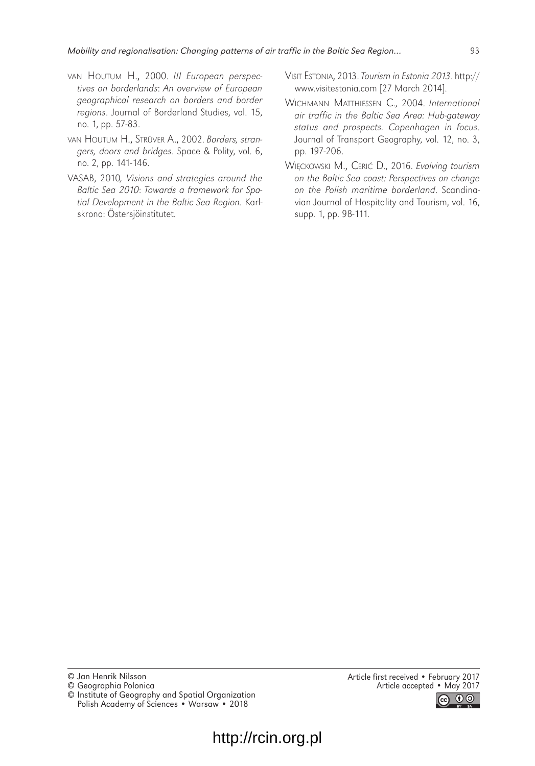van Houtum H., 2000. *III European perspectives on borderlands: An overview of European geographical research on borders and border regions*. Journal of Borderland Studies, vol. 15, no. 1, pp. 57-83.

van Houtum H., Strüver A., 2002. *Borders, strangers, doors and bridges*. Space & Polity, vol. 6, no. 2, pp. 141-146.

VASAB, 2010, *Visions and strategies around the Baltic Sea 2010: Towards a framework for Spatial Development in the Baltic Sea Region.* Karlskrona: Östersjöinstitutet.

Visit Estonia, 2013. *Tourism in Estonia 2013*. http://www.visitestonia.com [27 March 2014].

Wichmann Matthiessen C., 2004. *International air traffic in the Baltic Sea Area: Hub-gateway status and prospects. Copenhagen in focus*. Journal of Transport Geography, vol. 12, no. 3, pp. 197-206.

Więckowski M., Cerić D., 2016. *Evolving tourism on the Baltic Sea coast: Perspectives on change on the Polish maritime borderland*. Scandinavian Journal of Hospitality and Tourism, vol. 16, supp. 1, pp. 98-111.

© Jan Henrik Nilsson
© Geographia Polonica
© Institute of Geography and Spatial Organization
Polish Academy of Sciences • Warsaw • 2018

Article first received • February 2017
Article accepted • May 2017